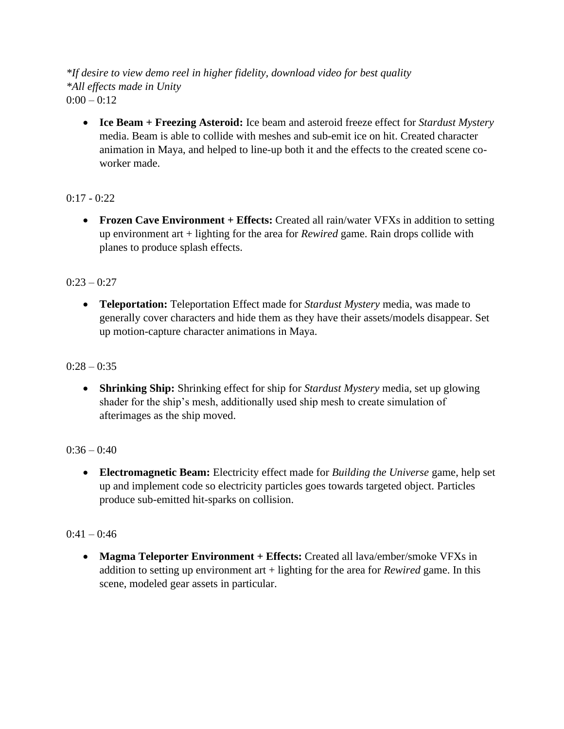*\*If desire to view demo reel in higher fidelity, download video for best quality*
*\*All effects made in Unity*
0:00 – 0:12

- **Ice Beam + Freezing Asteroid:** Ice beam and asteroid freeze effect for *Stardust Mystery* media. Beam is able to collide with meshes and sub-emit ice on hit. Created character animation in Maya, and helped to line-up both it and the effects to the created scene co-worker made.

0:17 - 0:22

- **Frozen Cave Environment + Effects:** Created all rain/water VFXs in addition to setting up environment art + lighting for the area for *Rewired* game. Rain drops collide with planes to produce splash effects.

0:23 – 0:27

- **Teleportation:** Teleportation Effect made for *Stardust Mystery* media, was made to generally cover characters and hide them as they have their assets/models disappear. Set up motion-capture character animations in Maya.

0:28 – 0:35

- **Shrinking Ship:** Shrinking effect for ship for *Stardust Mystery* media, set up glowing shader for the ship's mesh, additionally used ship mesh to create simulation of afterimages as the ship moved.

0:36 – 0:40

- **Electromagnetic Beam:** Electricity effect made for *Building the Universe* game, help set up and implement code so electricity particles goes towards targeted object. Particles produce sub-emitted hit-sparks on collision.

0:41 – 0:46

- **Magma Teleporter Environment + Effects:** Created all lava/ember/smoke VFXs in addition to setting up environment art + lighting for the area for *Rewired* game. In this scene, modeled gear assets in particular.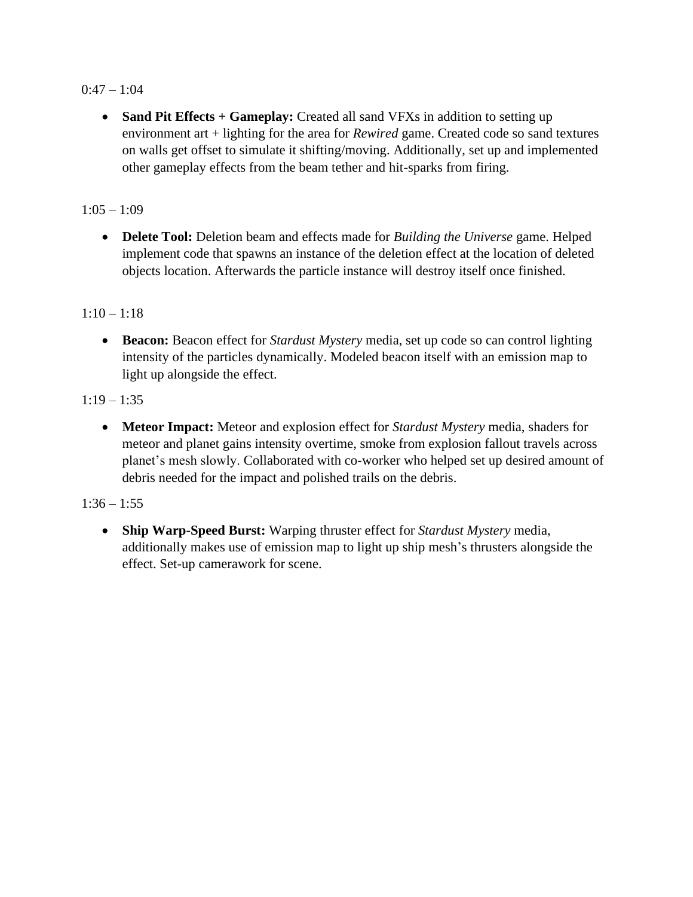0:47 – 1:04

- **Sand Pit Effects + Gameplay:** Created all sand VFXs in addition to setting up environment art + lighting for the area for *Rewired* game. Created code so sand textures on walls get offset to simulate it shifting/moving. Additionally, set up and implemented other gameplay effects from the beam tether and hit-sparks from firing.

1:05 – 1:09

- **Delete Tool:** Deletion beam and effects made for *Building the Universe* game. Helped implement code that spawns an instance of the deletion effect at the location of deleted objects location. Afterwards the particle instance will destroy itself once finished.

1:10 – 1:18

- **Beacon:** Beacon effect for *Stardust Mystery* media, set up code so can control lighting intensity of the particles dynamically. Modeled beacon itself with an emission map to light up alongside the effect.

1:19 – 1:35

- **Meteor Impact:** Meteor and explosion effect for *Stardust Mystery* media, shaders for meteor and planet gains intensity overtime, smoke from explosion fallout travels across planet's mesh slowly. Collaborated with co-worker who helped set up desired amount of debris needed for the impact and polished trails on the debris.

1:36 – 1:55

- **Ship Warp-Speed Burst:** Warping thruster effect for *Stardust Mystery* media, additionally makes use of emission map to light up ship mesh's thrusters alongside the effect. Set-up camerawork for scene.